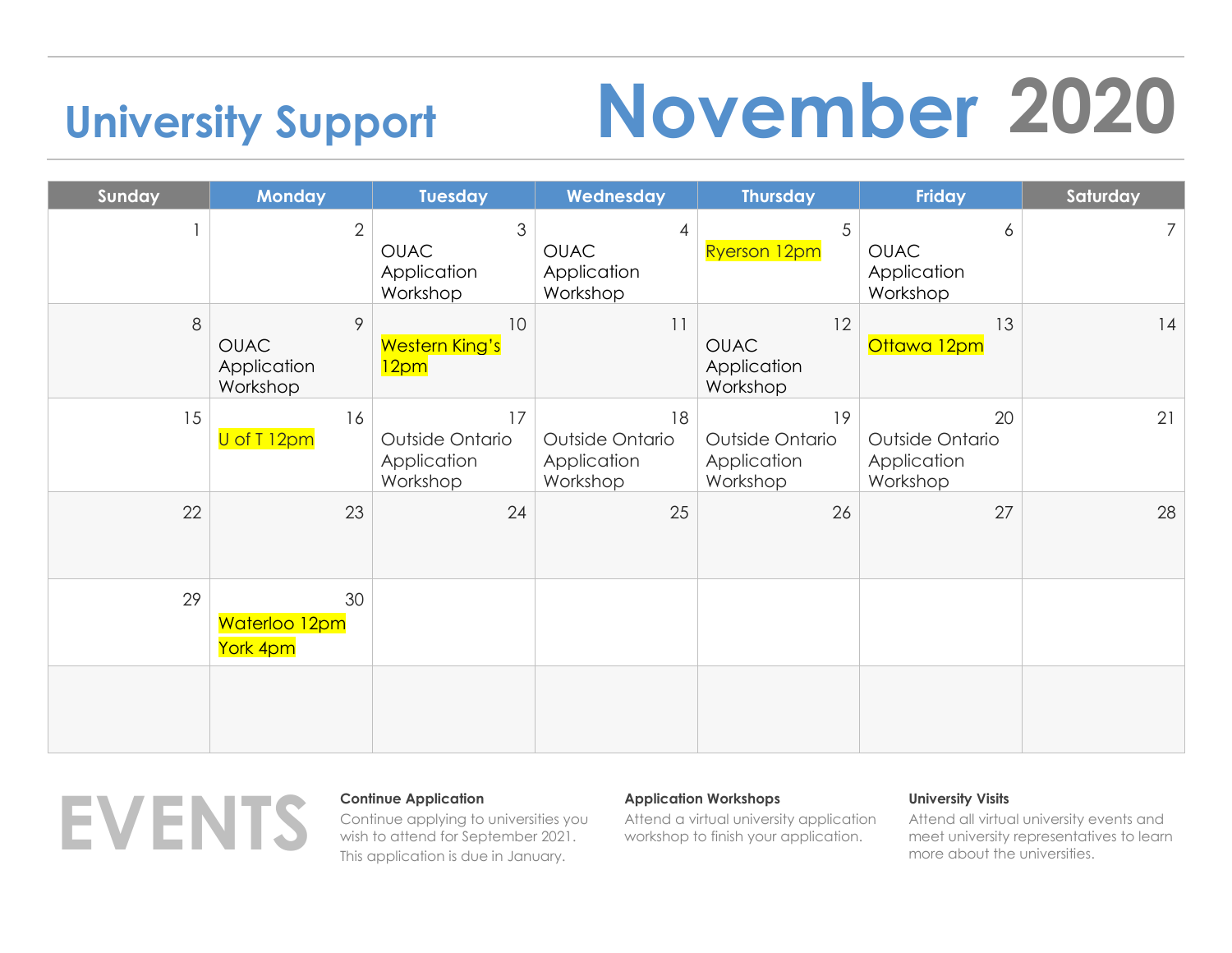# University Support

# November 2020

| Sunday | Monday | Tuesday | Wednesday | Thursday | Friday | Saturday |
|---|---|---|---|---|---|---|
| 1 | 2 | 3 OUAC Application Workshop | 4 OUAC Application Workshop | 5 Ryerson 12pm | 6 OUAC Application Workshop | 7 |
| 8 | 9 OUAC Application Workshop | 10 Western King's 12pm | 11 | 12 OUAC Application Workshop | 13 Ottawa 12pm | 14 |
| 15 | 16 U of T 12pm | 17 Outside Ontario Application Workshop | 18 Outside Ontario Application Workshop | 19 Outside Ontario Application Workshop | 20 Outside Ontario Application Workshop | 21 |
| 22 | 23 | 24 | 25 | 26 | 27 | 28 |
| 29 | 30 Waterloo 12pm York 4pm | | | | | |
| | | | | | | |

# EVENTS

**Continue Application**

Continue applying to universities you wish to attend for September 2021. This application is due in January.

**Application Workshops**

Attend a virtual university application workshop to finish your application.

**University Visits**

Attend all virtual university events and meet university representatives to learn more about the universities.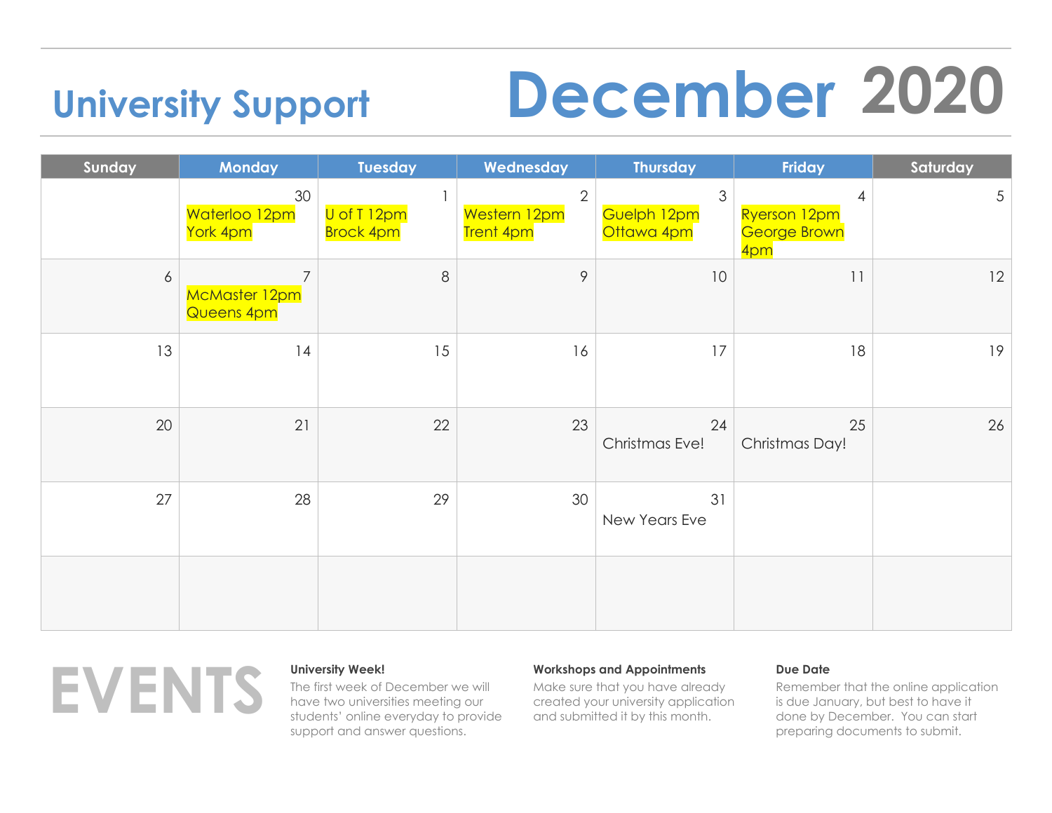# University Support

# December 2020

| Sunday | Monday | Tuesday | Wednesday | Thursday | Friday | Saturday |
|---|---|---|---|---|---|---|
| | 30 Waterloo 12pm York 4pm | 1 U of T 12pm Brock 4pm | 2 Western 12pm Trent 4pm | 3 Guelph 12pm Ottawa 4pm | 4 Ryerson 12pm George Brown 4pm | 5 |
| 6 | 7 McMaster 12pm Queens 4pm | 8 | 9 | 10 | 11 | 12 |
| 13 | 14 | 15 | 16 | 17 | 18 | 19 |
| 20 | 21 | 22 | 23 | 24 Christmas Eve! | 25 Christmas Day! | 26 |
| 27 | 28 | 29 | 30 | 31 New Years Eve | | |
| | | | | | | |

# EVENTS

**University Week!**

The first week of December we will have two universities meeting our students' online everyday to provide support and answer questions.

**Workshops and Appointments**

Make sure that you have already created your university application and submitted it by this month.

**Due Date**

Remember that the online application is due January, but best to have it done by December. You can start preparing documents to submit.